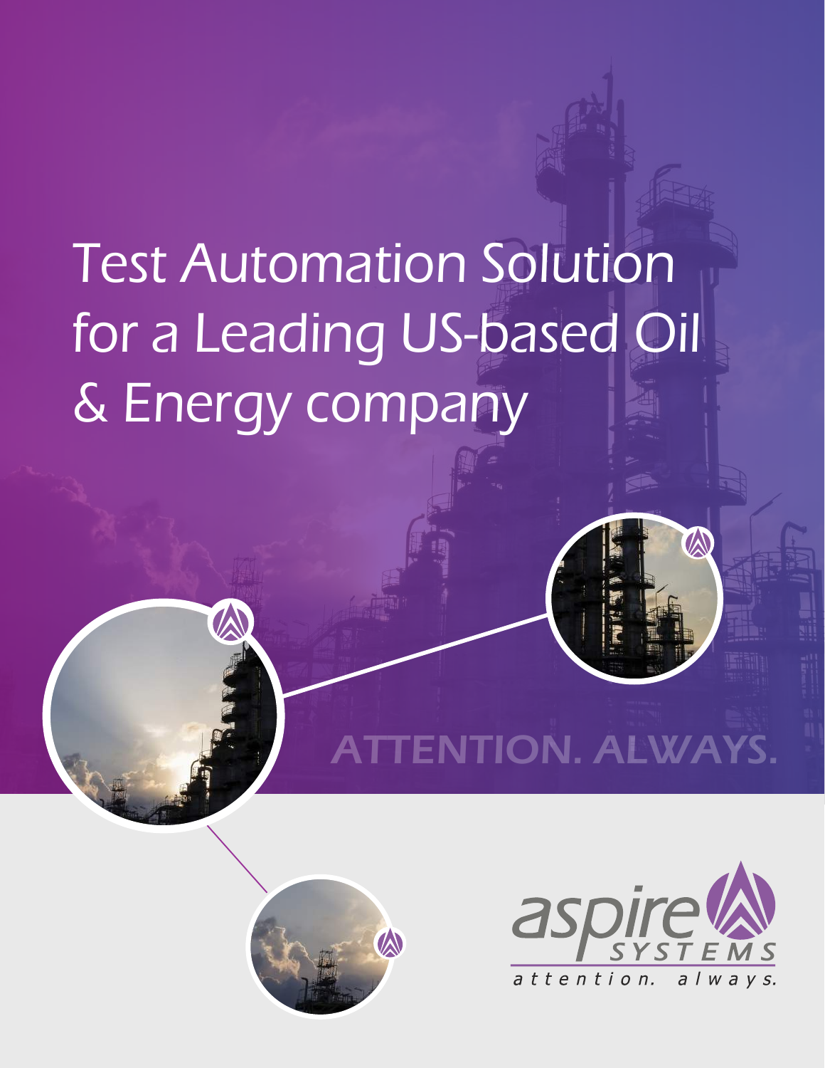# Test Automation Solution for a Leading US-based Oil & Energy company

ATTENTION. ALWAYS.

aspire SYSTEMS

attention. always.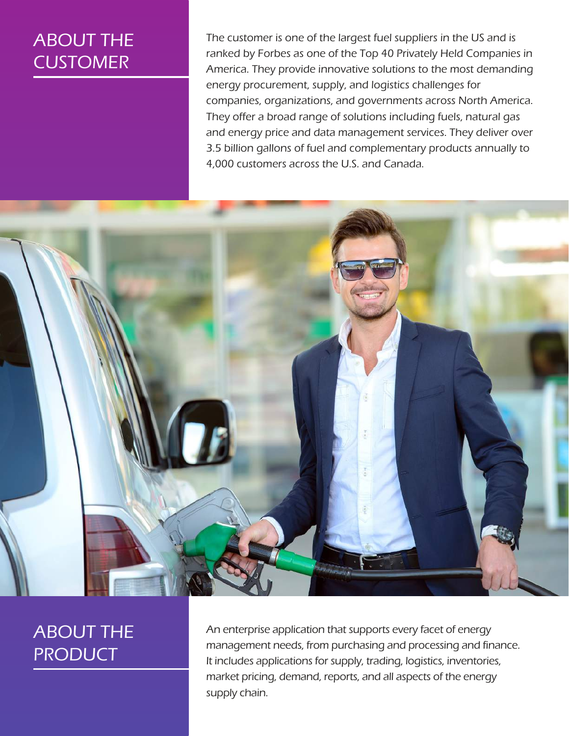## ABOUT THE CUSTOMER

*The customer is one of the largest fuel suppliers in the US and is ranked by Forbes as one of the Top 40 Privately Held Companies in America. They provide innovative solutions to the most demanding energy procurement, supply, and logistics challenges for companies, organizations, and governments across North America. They offer a broad range of solutions including fuels, natural gas and energy price and data management services. They deliver over 3.5 billion gallons of fuel and complementary products annually to 4,000 customers across the U.S. and Canada.*

## ABOUT THE PRODUCT

*An enterprise application that supports every facet of energy management needs, from purchasing and processing and finance. It includes applications for supply, trading, logistics, inventories, market pricing, demand, reports, and all aspects of the energy supply chain.*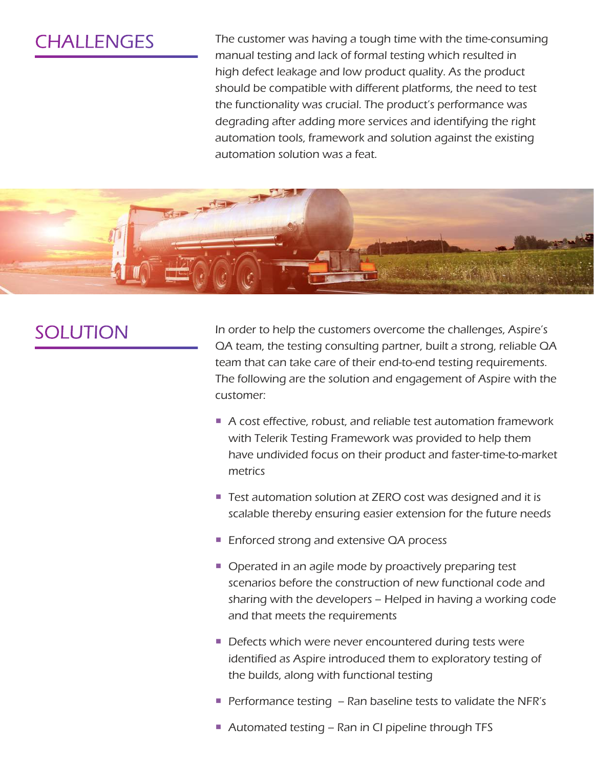## CHALLENGES

The customer was having a tough time with the time-consuming manual testing and lack of formal testing which resulted in high defect leakage and low product quality. As the product should be compatible with different platforms, the need to test the functionality was crucial. The product's performance was degrading after adding more services and identifying the right automation tools, framework and solution against the existing automation solution was a feat.

## SOLUTION

In order to help the customers overcome the challenges, Aspire's QA team, the testing consulting partner, built a strong, reliable QA team that can take care of their end-to-end testing requirements. The following are the solution and engagement of Aspire with the customer:

- A cost effective, robust, and reliable test automation framework with Telerik Testing Framework was provided to help them have undivided focus on their product and faster-time-to-market metrics
- Test automation solution at ZERO cost was designed and it is scalable thereby ensuring easier extension for the future needs
- Enforced strong and extensive QA process
- Operated in an agile mode by proactively preparing test scenarios before the construction of new functional code and sharing with the developers – Helped in having a working code and that meets the requirements
- Defects which were never encountered during tests were identified as Aspire introduced them to exploratory testing of the builds, along with functional testing
- Performance testing – Ran baseline tests to validate the NFR's
- Automated testing – Ran in CI pipeline through TFS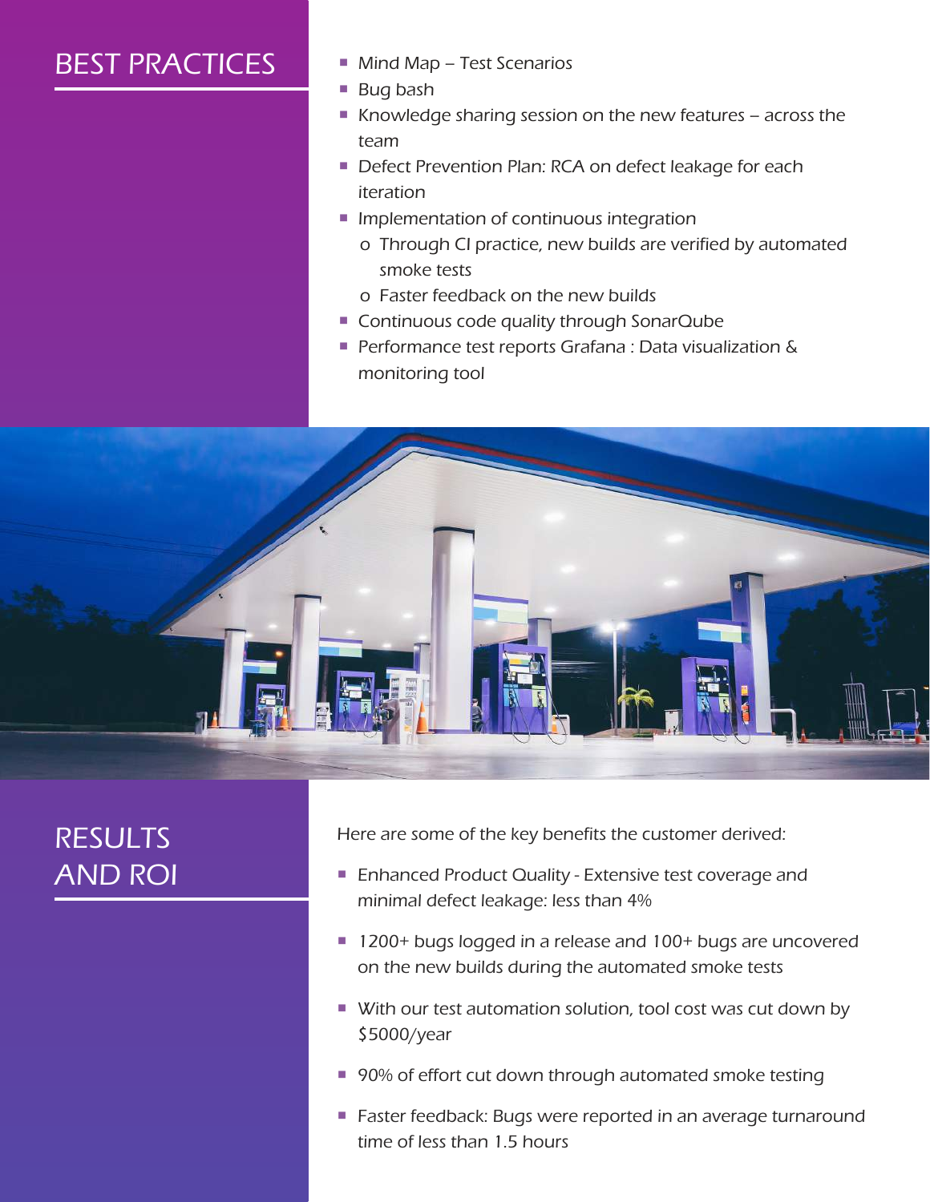## BEST PRACTICES

- Mind Map – Test Scenarios
- Bug bash
- Knowledge sharing session on the new features – across the team
- Defect Prevention Plan: RCA on defect leakage for each iteration
- Implementation of continuous integration
  - Through CI practice, new builds are verified by automated smoke tests
  - Faster feedback on the new builds
- Continuous code quality through SonarQube
- Performance test reports Grafana : Data visualization & monitoring tool

## RESULTS AND ROI

Here are some of the key benefits the customer derived:

- Enhanced Product Quality - Extensive test coverage and minimal defect leakage: less than 4%
- 1200+ bugs logged in a release and 100+ bugs are uncovered on the new builds during the automated smoke tests
- With our test automation solution, tool cost was cut down by $5000/year
- 90% of effort cut down through automated smoke testing
- Faster feedback: Bugs were reported in an average turnaround time of less than 1.5 hours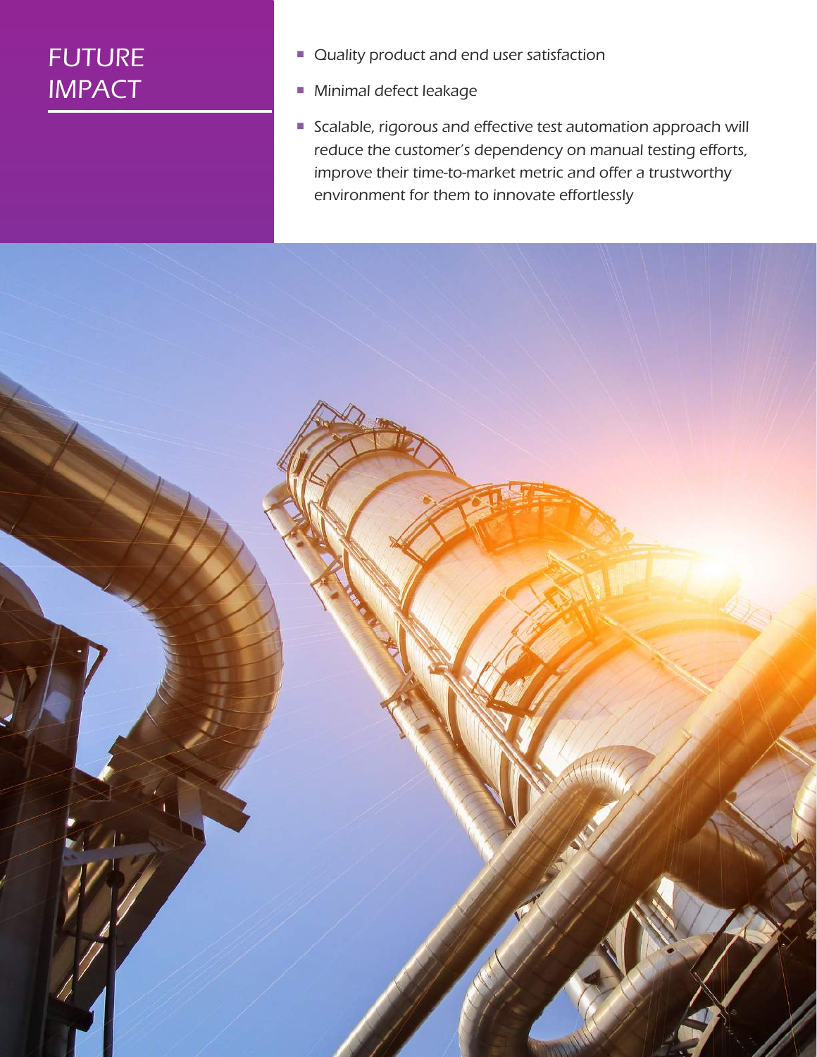# FUTURE IMPACT

- *Quality product and end user satisfaction*
- *Minimal defect leakage*
- *Scalable, rigorous and effective test automation approach will reduce the customer's dependency on manual testing efforts, improve their time-to-market metric and offer a trustworthy environment for them to innovate effortlessly*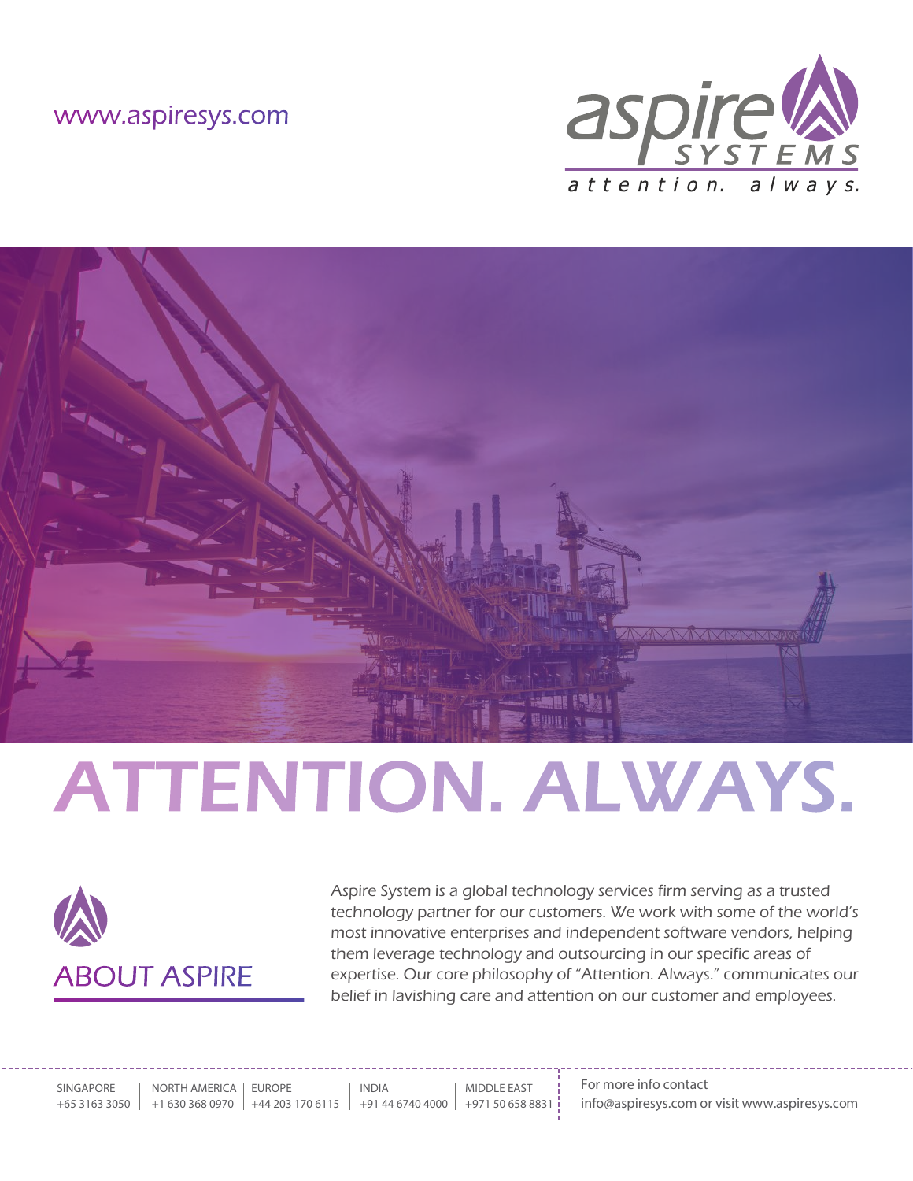www.aspiresys.com

aspire SYSTEMS

attention. always.

# ATTENTION. ALWAYS.

## ABOUT ASPIRE

*Aspire System is a global technology services firm serving as a trusted technology partner for our customers. We work with some of the world's most innovative enterprises and independent software vendors, helping them leverage technology and outsourcing in our specific areas of expertise. Our core philosophy of "Attention. Always." communicates our belief in lavishing care and attention on our customer and employees.*

| SINGAPORE | NORTH AMERICA | EUROPE | INDIA | MIDDLE EAST |
|---|---|---|---|---|
| +65 3163 3050 | +1 630 368 0970 | +44 203 170 6115 | +91 44 6740 4000 | +971 50 658 8831 |

For more info contact
info@aspiresys.com or visit www.aspiresys.com